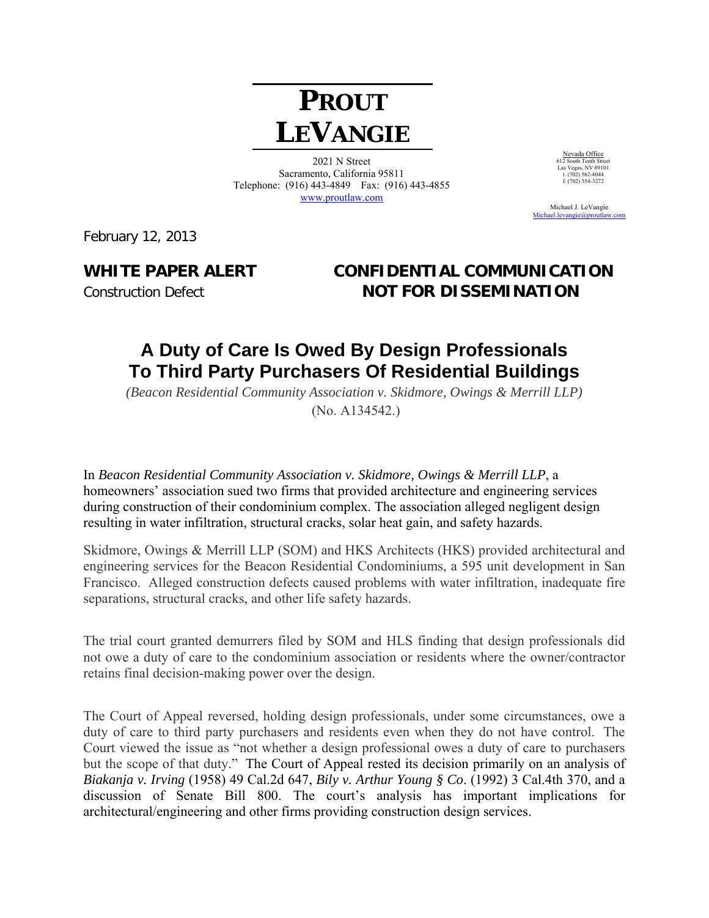# PROUT LEVANGIE

2021 N Street
Sacramento, California 95811
Telephone: (916) 443-4849 Fax: (916) 443-4855
www.proutlaw.com

Nevada Office
612 South Tenth Street
Las Vegas, NV 89101
t. (702) 562-4044
f. (702) 554-3272

Michael J. LeVangie
Michael.levangie@proutlaw.com

February 12, 2013

**WHITE PAPER ALERT**
Construction Defect

**CONFIDENTIAL COMMUNICATION**
**NOT FOR DISSEMINATION**

## A Duty of Care Is Owed By Design Professionals To Third Party Purchasers Of Residential Buildings

*(Beacon Residential Community Association v. Skidmore, Owings & Merrill LLP)*
(No. A134542.)

In *Beacon Residential Community Association v. Skidmore, Owings & Merrill LLP*, a homeowners' association sued two firms that provided architecture and engineering services during construction of their condominium complex. The association alleged negligent design resulting in water infiltration, structural cracks, solar heat gain, and safety hazards.

Skidmore, Owings & Merrill LLP (SOM) and HKS Architects (HKS) provided architectural and engineering services for the Beacon Residential Condominiums, a 595 unit development in San Francisco. Alleged construction defects caused problems with water infiltration, inadequate fire separations, structural cracks, and other life safety hazards.

The trial court granted demurrers filed by SOM and HLS finding that design professionals did not owe a duty of care to the condominium association or residents where the owner/contractor retains final decision-making power over the design.

The Court of Appeal reversed, holding design professionals, under some circumstances, owe a duty of care to third party purchasers and residents even when they do not have control. The Court viewed the issue as "not whether a design professional owes a duty of care to purchasers but the scope of that duty." The Court of Appeal rested its decision primarily on an analysis of *Biakanja v. Irving* (1958) 49 Cal.2d 647, *Bily v. Arthur Young § Co*. (1992) 3 Cal.4th 370, and a discussion of Senate Bill 800. The court's analysis has important implications for architectural/engineering and other firms providing construction design services.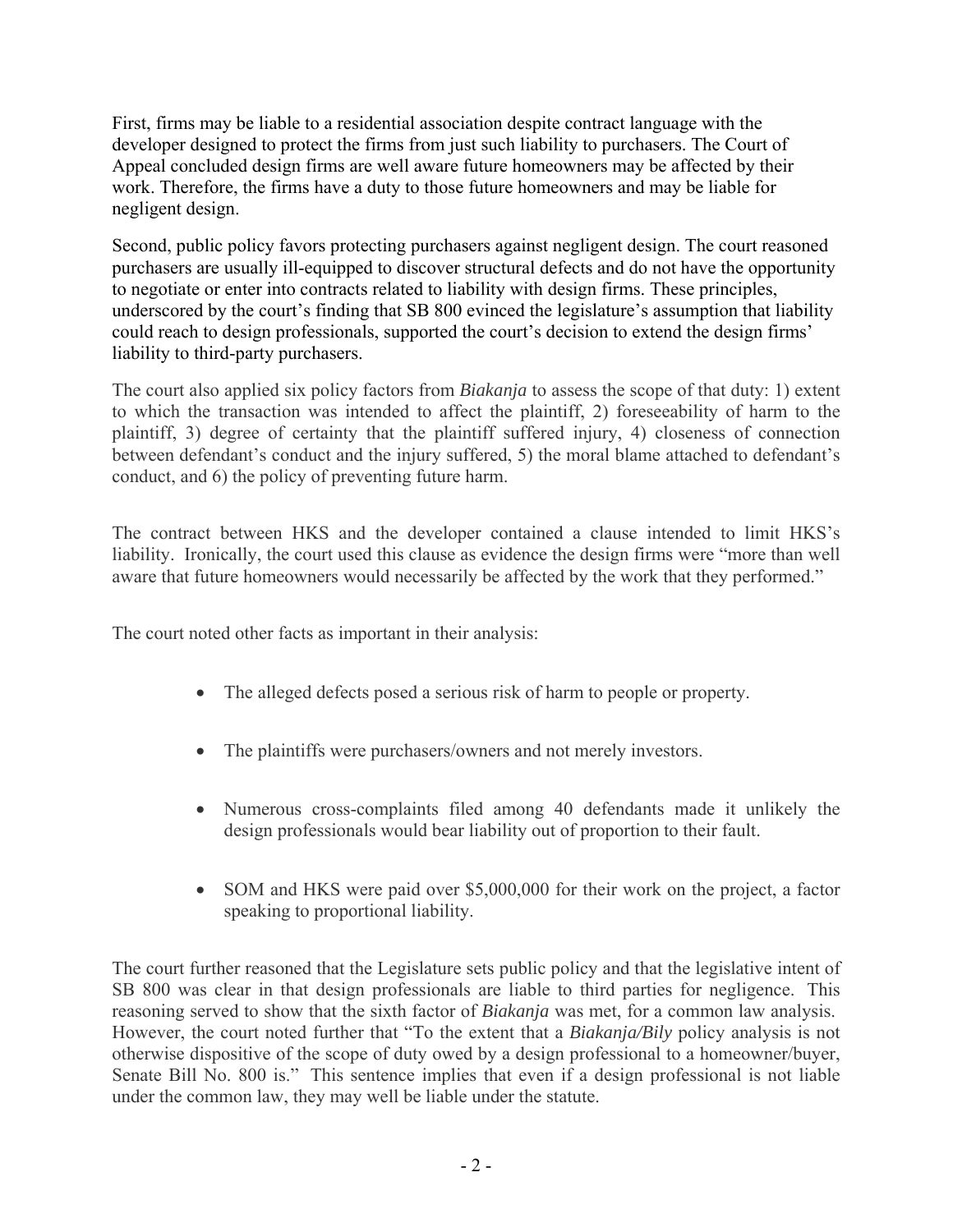First, firms may be liable to a residential association despite contract language with the developer designed to protect the firms from just such liability to purchasers. The Court of Appeal concluded design firms are well aware future homeowners may be affected by their work. Therefore, the firms have a duty to those future homeowners and may be liable for negligent design.

Second, public policy favors protecting purchasers against negligent design. The court reasoned purchasers are usually ill-equipped to discover structural defects and do not have the opportunity to negotiate or enter into contracts related to liability with design firms. These principles, underscored by the court's finding that SB 800 evinced the legislature's assumption that liability could reach to design professionals, supported the court's decision to extend the design firms' liability to third-party purchasers.

The court also applied six policy factors from *Biakanja* to assess the scope of that duty: 1) extent to which the transaction was intended to affect the plaintiff, 2) foreseeability of harm to the plaintiff, 3) degree of certainty that the plaintiff suffered injury, 4) closeness of connection between defendant's conduct and the injury suffered, 5) the moral blame attached to defendant's conduct, and 6) the policy of preventing future harm.

The contract between HKS and the developer contained a clause intended to limit HKS's liability. Ironically, the court used this clause as evidence the design firms were "more than well aware that future homeowners would necessarily be affected by the work that they performed."

The court noted other facts as important in their analysis:

- The alleged defects posed a serious risk of harm to people or property.
- The plaintiffs were purchasers/owners and not merely investors.
- Numerous cross-complaints filed among 40 defendants made it unlikely the design professionals would bear liability out of proportion to their fault.
- SOM and HKS were paid over $5,000,000 for their work on the project, a factor speaking to proportional liability.

The court further reasoned that the Legislature sets public policy and that the legislative intent of SB 800 was clear in that design professionals are liable to third parties for negligence. This reasoning served to show that the sixth factor of *Biakanja* was met, for a common law analysis. However, the court noted further that "To the extent that a *Biakanja/Bily* policy analysis is not otherwise dispositive of the scope of duty owed by a design professional to a homeowner/buyer, Senate Bill No. 800 is." This sentence implies that even if a design professional is not liable under the common law, they may well be liable under the statute.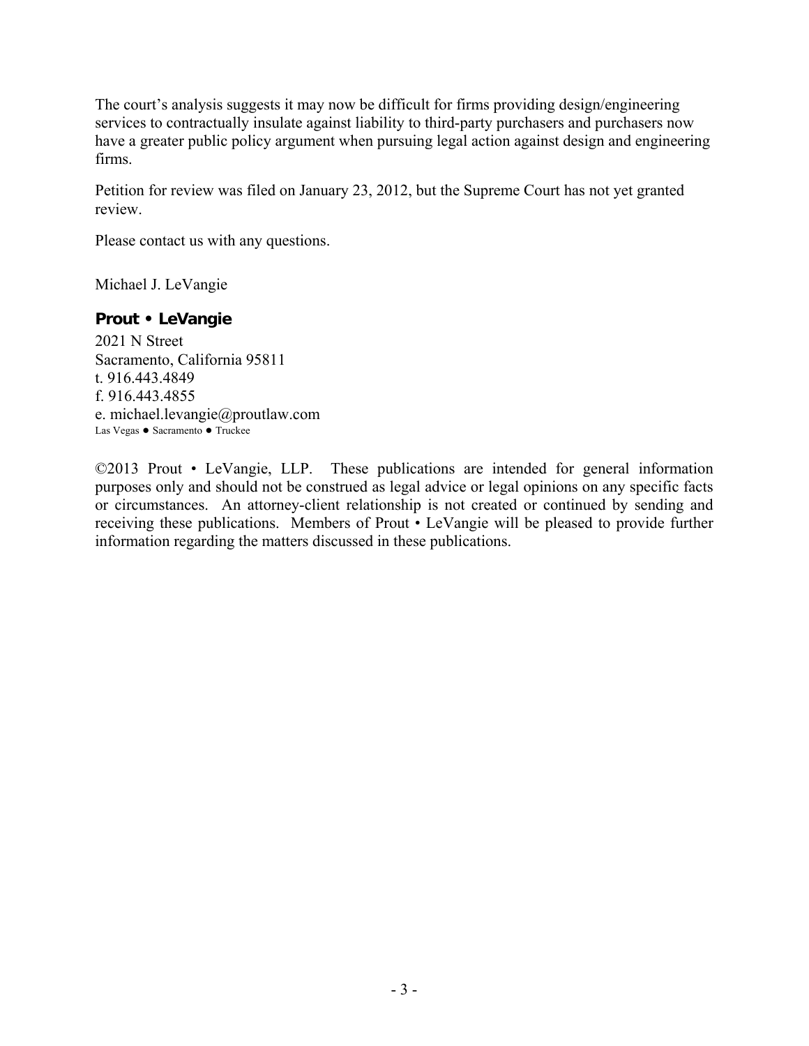The court's analysis suggests it may now be difficult for firms providing design/engineering services to contractually insulate against liability to third-party purchasers and purchasers now have a greater public policy argument when pursuing legal action against design and engineering firms.

Petition for review was filed on January 23, 2012, but the Supreme Court has not yet granted review.

Please contact us with any questions.

Michael J. LeVangie

**Prout • LeVangie**

2021 N Street
Sacramento, California 95811
t. 916.443.4849
f. 916.443.4855
e. michael.levangie@proutlaw.com
Las Vegas ● Sacramento ● Truckee

©2013 Prout • LeVangie, LLP. These publications are intended for general information purposes only and should not be construed as legal advice or legal opinions on any specific facts or circumstances. An attorney-client relationship is not created or continued by sending and receiving these publications. Members of Prout • LeVangie will be pleased to provide further information regarding the matters discussed in these publications.